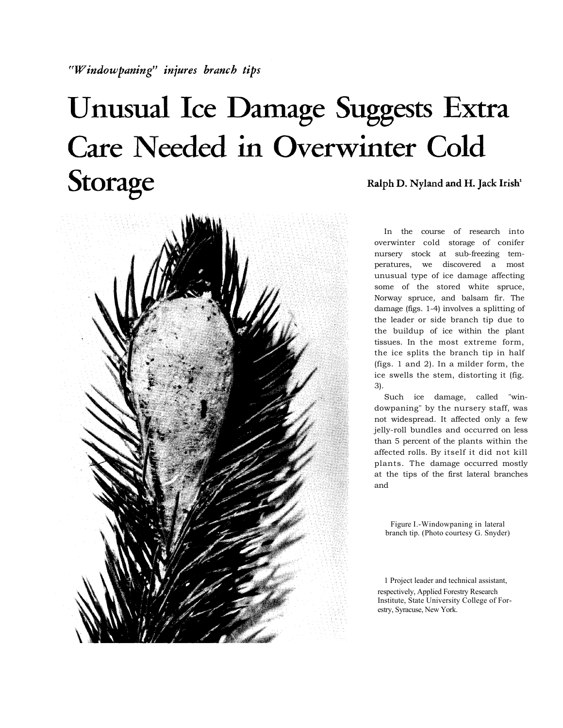*"Windowpaning" injures branch tips*

# Unusual Ice Damage Suggests Extra Care Needed in Overwinter Cold Storage

**Ralph D. Nyland and H. Jack Irish**[1]

In the course of research into overwinter cold storage of conifer nursery stock at sub-freezing temperatures, we discovered a most unusual type of ice damage affecting some of the stored white spruce, Norway spruce, and balsam fir. The damage (figs. 1-4) involves a splitting of the leader or side branch tip due to the buildup of ice within the plant tissues. In the most extreme form, the ice splits the branch tip in half (figs. 1 and 2). In a milder form, the ice swells the stem, distorting it (fig. 3).

Such ice damage, called "windowpaning" by the nursery staff, was not widespread. It affected only a few jelly-roll bundles and occurred on less than 5 percent of the plants within the affected rolls. By itself it did not kill plants. The damage occurred mostly at the tips of the first lateral branches and

Figure I.-Windowpaning in lateral branch tip. (Photo courtesy G. Snyder)

[1] Project leader and technical assistant, respectively, Applied Forestry Research Institute, State University College of Forestry, Syracuse, New York.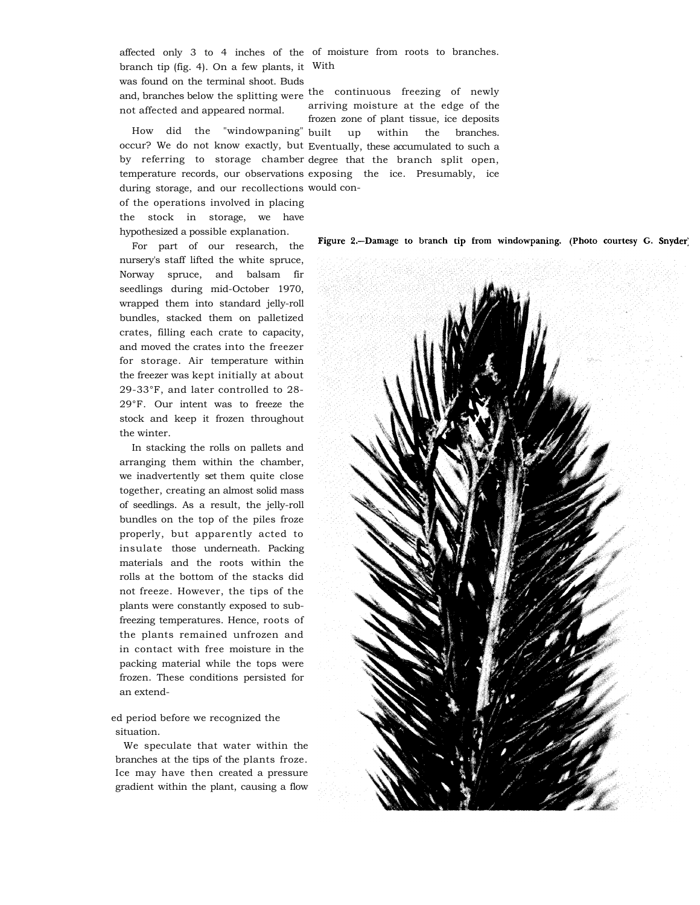affected only 3 to 4 inches of the branch tip (fig. 4). On a few plants, it was found on the terminal shoot. Buds and, branches below the splitting were not affected and appeared normal.

How did the "windowpaning" occur? We do not know exactly, but by referring to storage chamber temperature records, our observations during storage, and our recollections of the operations involved in placing the stock in storage, we have hypothesized a possible explanation.

For part of our research, the nursery's staff lifted the white spruce, Norway spruce, and balsam fir seedlings during mid-October 1970, wrapped them into standard jelly-roll bundles, stacked them on palletized crates, filling each crate to capacity, and moved the crates into the freezer for storage. Air temperature within the freezer was kept initially at about 29-33°F, and later controlled to 28-29°F. Our intent was to freeze the stock and keep it frozen throughout the winter.

In stacking the rolls on pallets and arranging them within the chamber, we inadvertently set them quite close together, creating an almost solid mass of seedlings. As a result, the jelly-roll bundles on the top of the piles froze properly, but apparently acted to insulate those underneath. Packing materials and the roots within the rolls at the bottom of the stacks did not freeze. However, the tips of the plants were constantly exposed to subfreezing temperatures. Hence, roots of the plants remained unfrozen and in contact with free moisture in the packing material while the tops were frozen. These conditions persisted for an extended period before we recognized the situation.

We speculate that water within the branches at the tips of the plants froze. Ice may have then created a pressure gradient within the plant, causing a flow of moisture from roots to branches. With the continuous freezing of newly arriving moisture at the edge of the frozen zone of plant tissue, ice deposits built up within the branches. Eventually, these accumulated to such a degree that the branch split open, exposing the ice. Presumably, ice would con-

Figure 2.—Damage to branch tip from windowpaning. (Photo courtesy G. Snyder)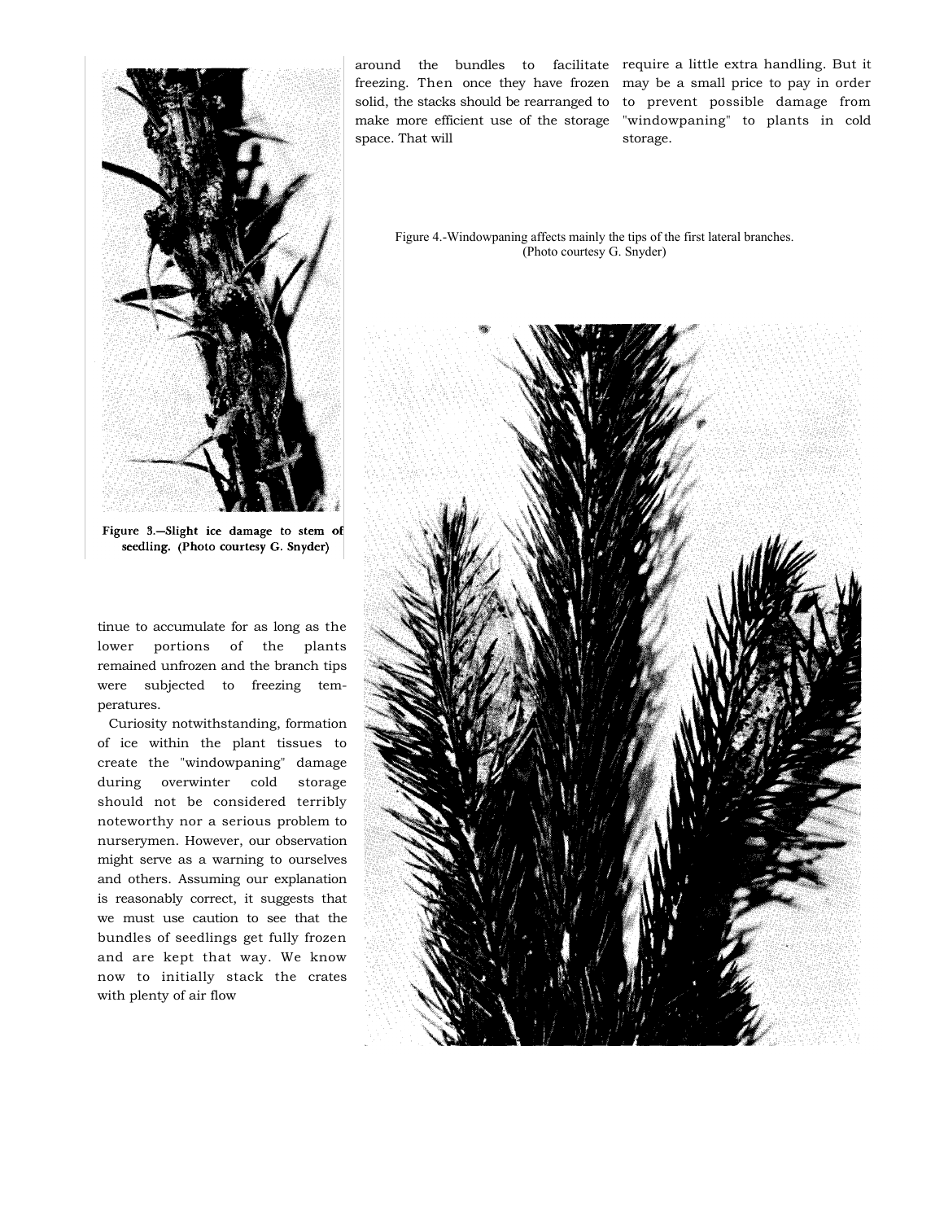Figure 3.—Slight ice damage to stem of seedling. (Photo courtesy G. Snyder)

tinue to accumulate for as long as the lower portions of the plants remained unfrozen and the branch tips were subjected to freezing temperatures.

Curiosity notwithstanding, formation of ice within the plant tissues to create the "windowpaning" damage during overwinter cold storage should not be considered terribly noteworthy nor a serious problem to nurserymen. However, our observation might serve as a warning to ourselves and others. Assuming our explanation is reasonably correct, it suggests that we must use caution to see that the bundles of seedlings get fully frozen and are kept that way. We know now to initially stack the crates with plenty of air flow around the bundles to facilitate freezing. Then once they have frozen solid, the stacks should be rearranged to make more efficient use of the storage space. That will require a little extra handling. But it may be a small price to pay in order to prevent possible damage from "windowpaning" to plants in cold storage.

Figure 4.-Windowpaning affects mainly the tips of the first lateral branches. (Photo courtesy G. Snyder)